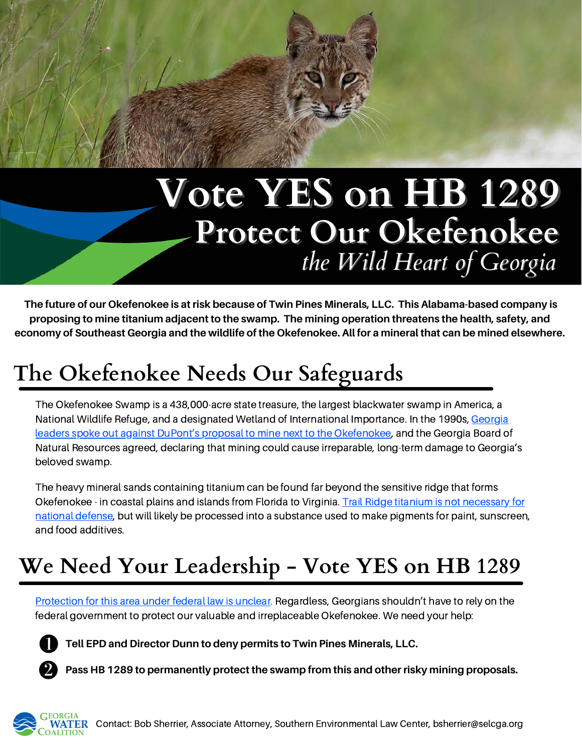# Vote YES on HB 1289

## Protect Our Okefenokee

*the Wild Heart of Georgia*

**The future of our Okefenokee is at risk because of Twin Pines Minerals, LLC. This Alabama-based company is proposing to mine titanium adjacent to the swamp. The mining operation threatens the health, safety, and economy of Southeast Georgia and the wildlife of the Okefenokee. All for a mineral that can be mined elsewhere.**

## The Okefenokee Needs Our Safeguards

The Okefenokee Swamp is a 438,000-acre state treasure, the largest blackwater swamp in America, a National Wildlife Refuge, and a designated Wetland of International Importance. In the 1990s, Georgia leaders spoke out against DuPont's proposal to mine next to the Okefenokee, and the Georgia Board of Natural Resources agreed, declaring that mining could cause irreparable, long-term damage to Georgia's beloved swamp.

The heavy mineral sands containing titanium can be found far beyond the sensitive ridge that forms Okefenokee - in coastal plains and islands from Florida to Virginia. Trail Ridge titanium is not necessary for national defense, but will likely be processed into a substance used to make pigments for paint, sunscreen, and food additives.

## We Need Your Leadership - Vote YES on HB 1289

Protection for this area under federal law is unclear. Regardless, Georgians shouldn't have to rely on the federal government to protect our valuable and irreplaceable Okefenokee. We need your help:

1. **Tell EPD and Director Dunn to deny permits to Twin Pines Minerals, LLC.**
2. **Pass HB 1289 to permanently protect the swamp from this and other risky mining proposals.**

Georgia Water Coalition — Contact: Bob Sherrier, Associate Attorney, Southern Environmental Law Center, bsherrier@selcga.org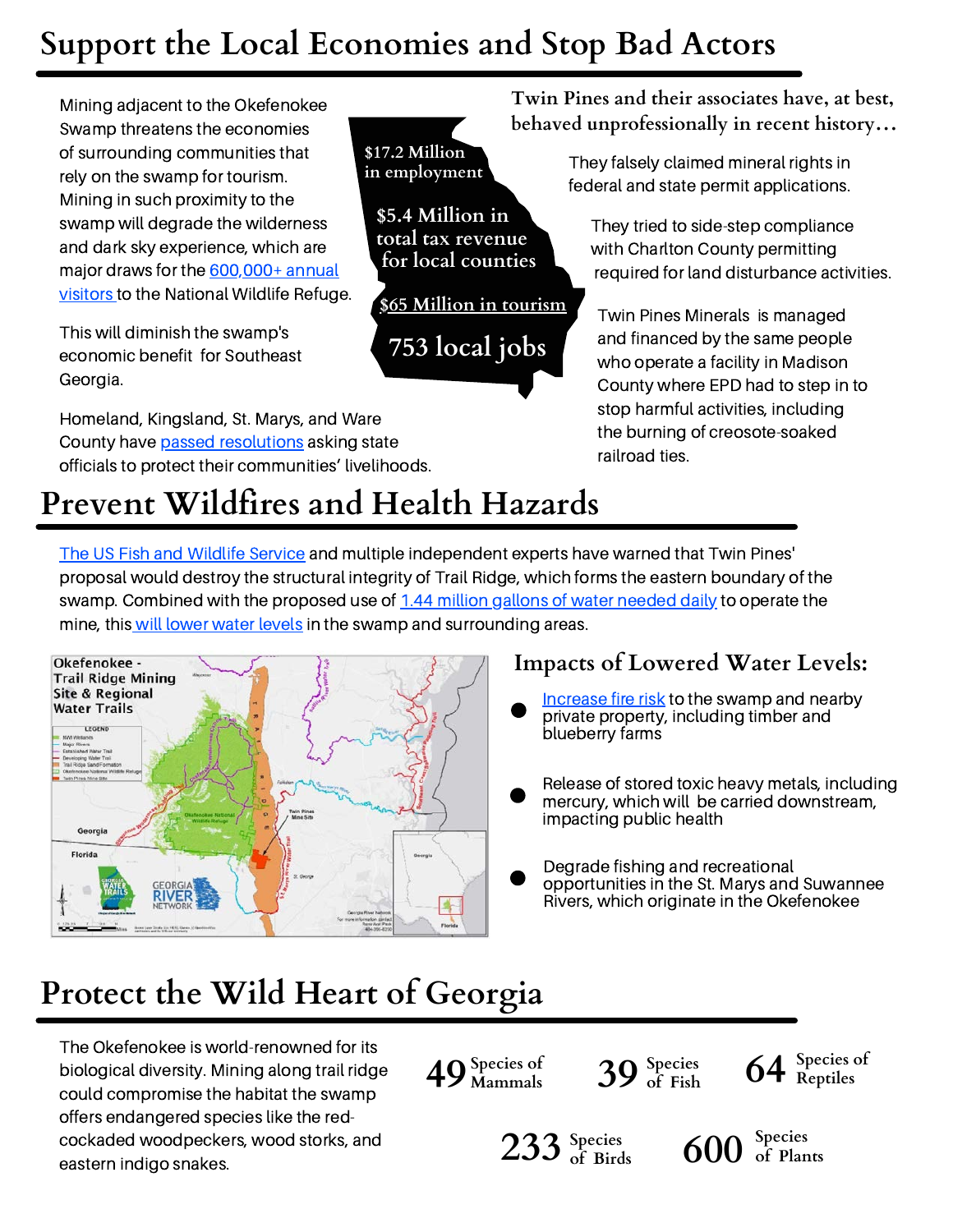# Support the Local Economies and Stop Bad Actors

Mining adjacent to the Okefenokee Swamp threatens the economies of surrounding communities that rely on the swamp for tourism. Mining in such proximity to the swamp will degrade the wilderness and dark sky experience, which are major draws for the 600,000+ annual visitors to the National Wildlife Refuge.

This will diminish the swamp's economic benefit for Southeast Georgia.

$17.2 Million in employment

$5.4 Million in total tax revenue for local counties

$65 Million in tourism

753 local jobs

Homeland, Kingsland, St. Marys, and Ware County have passed resolutions asking state officials to protect their communities' livelihoods.

**Twin Pines and their associates have, at best, behaved unprofessionally in recent history…**

They falsely claimed mineral rights in federal and state permit applications.

They tried to side-step compliance with Charlton County permitting required for land disturbance activities.

Twin Pines Minerals is managed and financed by the same people who operate a facility in Madison County where EPD had to step in to stop harmful activities, including the burning of creosote-soaked railroad ties.

# Prevent Wildfires and Health Hazards

The US Fish and Wildlife Service and multiple independent experts have warned that Twin Pines' proposal would destroy the structural integrity of Trail Ridge, which forms the eastern boundary of the swamp. Combined with the proposed use of 1.44 million gallons of water needed daily to operate the mine, this will lower water levels in the swamp and surrounding areas.

Okefenokee - Trail Ridge Mining Site & Regional Water Trails

## Impacts of Lowered Water Levels:

- Increase fire risk to the swamp and nearby private property, including timber and blueberry farms
- Release of stored toxic heavy metals, including mercury, which will be carried downstream, impacting public health
- Degrade fishing and recreational opportunities in the St. Marys and Suwannee Rivers, which originate in the Okefenokee

# Protect the Wild Heart of Georgia

The Okefenokee is world-renowned for its biological diversity. Mining along trail ridge could compromise the habitat the swamp offers endangered species like the red-cockaded woodpeckers, wood storks, and eastern indigo snakes.

49 Species of Mammals

39 Species of Fish

64 Species of Reptiles

233 Species of Birds

600 Species of Plants